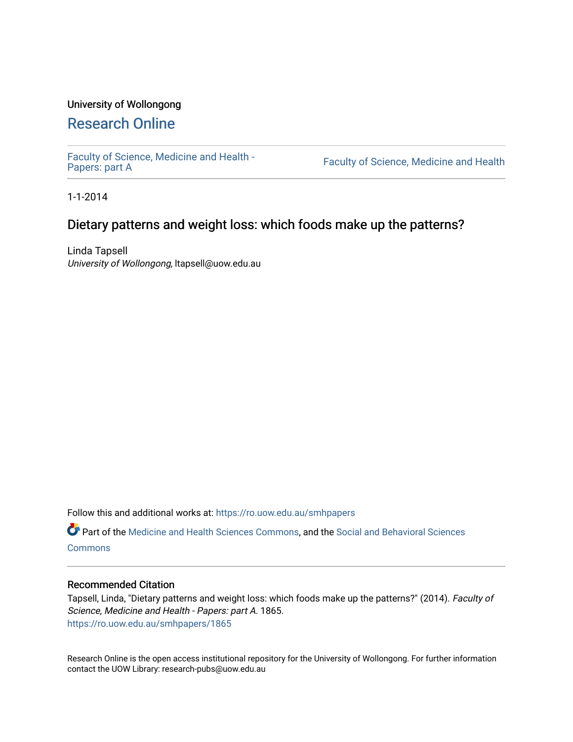University of Wollongong

# Research Online

Faculty of Science, Medicine and Health - Papers: part A

Faculty of Science, Medicine and Health

1-1-2014

## Dietary patterns and weight loss: which foods make up the patterns?

Linda Tapsell
*University of Wollongong*, ltapsell@uow.edu.au

Follow this and additional works at: https://ro.uow.edu.au/smhpapers

Part of the Medicine and Health Sciences Commons, and the Social and Behavioral Sciences Commons

### Recommended Citation

Tapsell, Linda, "Dietary patterns and weight loss: which foods make up the patterns?" (2014). *Faculty of Science, Medicine and Health - Papers: part A*. 1865.
https://ro.uow.edu.au/smhpapers/1865

Research Online is the open access institutional repository for the University of Wollongong. For further information contact the UOW Library: research-pubs@uow.edu.au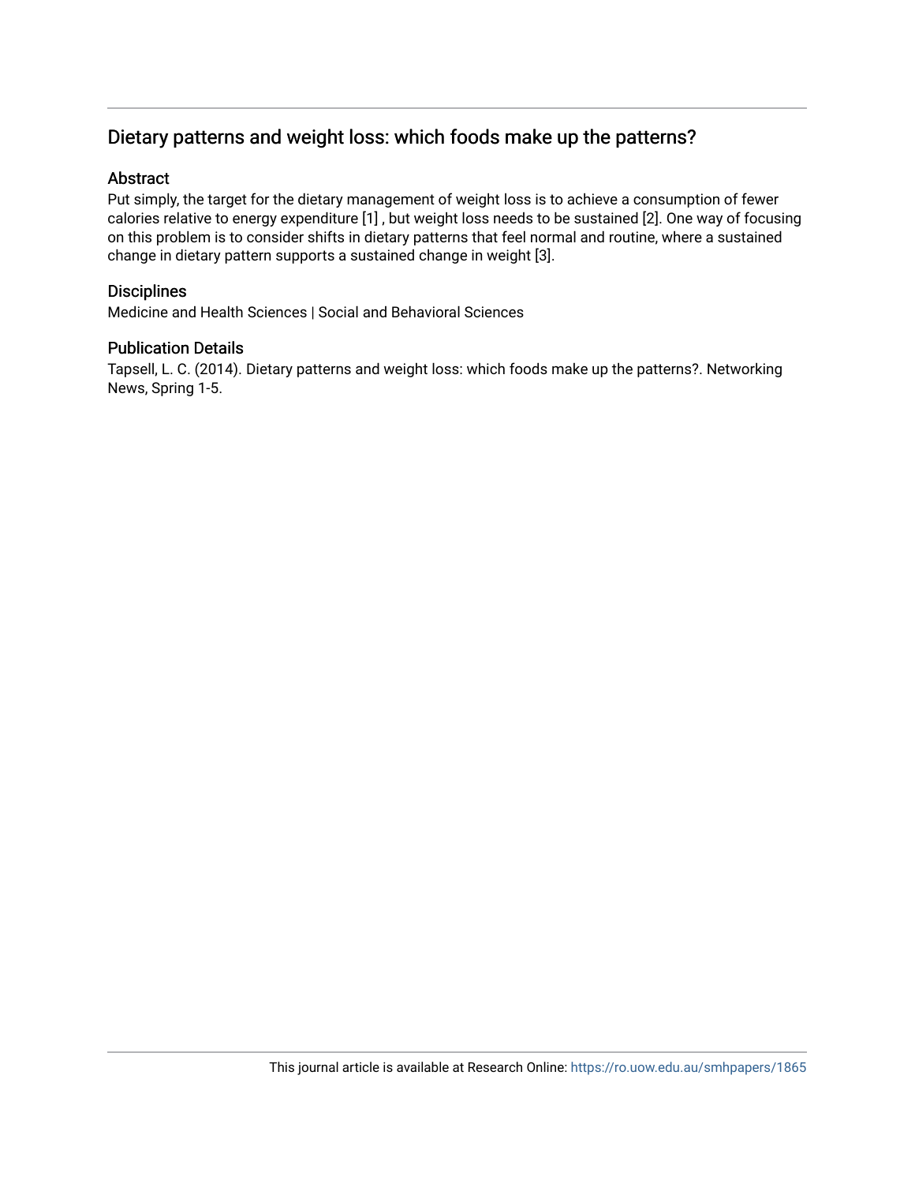# Dietary patterns and weight loss: which foods make up the patterns?

## Abstract

Put simply, the target for the dietary management of weight loss is to achieve a consumption of fewer calories relative to energy expenditure [1] , but weight loss needs to be sustained [2]. One way of focusing on this problem is to consider shifts in dietary patterns that feel normal and routine, where a sustained change in dietary pattern supports a sustained change in weight [3].

## Disciplines

Medicine and Health Sciences | Social and Behavioral Sciences

## Publication Details

Tapsell, L. C. (2014). Dietary patterns and weight loss: which foods make up the patterns?. Networking News, Spring 1-5.

This journal article is available at Research Online: https://ro.uow.edu.au/smhpapers/1865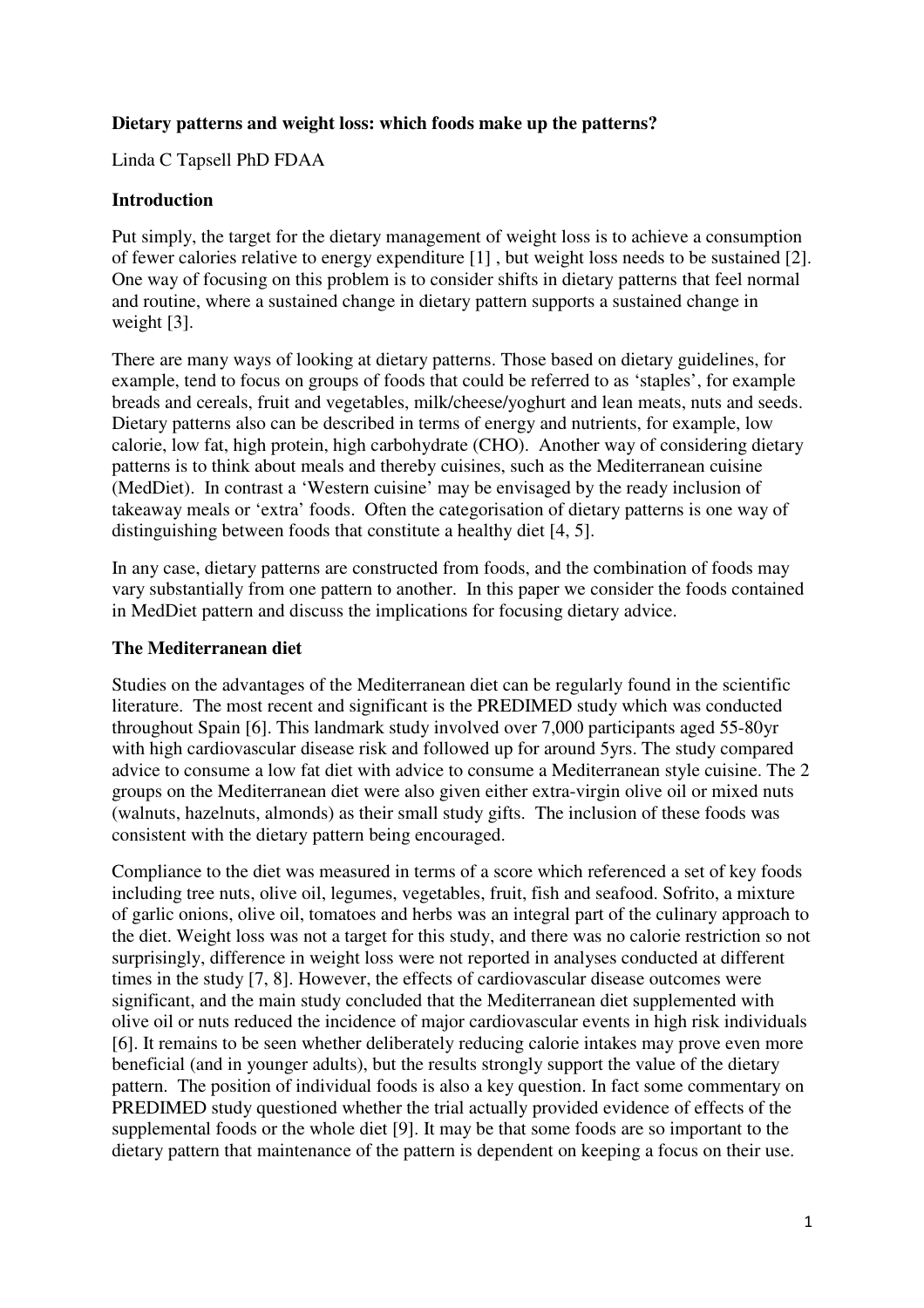**Dietary patterns and weight loss: which foods make up the patterns?**

Linda C Tapsell PhD FDAA

## Introduction

Put simply, the target for the dietary management of weight loss is to achieve a consumption of fewer calories relative to energy expenditure [1] , but weight loss needs to be sustained [2]. One way of focusing on this problem is to consider shifts in dietary patterns that feel normal and routine, where a sustained change in dietary pattern supports a sustained change in weight [3].

There are many ways of looking at dietary patterns. Those based on dietary guidelines, for example, tend to focus on groups of foods that could be referred to as 'staples', for example breads and cereals, fruit and vegetables, milk/cheese/yoghurt and lean meats, nuts and seeds. Dietary patterns also can be described in terms of energy and nutrients, for example, low calorie, low fat, high protein, high carbohydrate (CHO). Another way of considering dietary patterns is to think about meals and thereby cuisines, such as the Mediterranean cuisine (MedDiet). In contrast a 'Western cuisine' may be envisaged by the ready inclusion of takeaway meals or 'extra' foods. Often the categorisation of dietary patterns is one way of distinguishing between foods that constitute a healthy diet [4, 5].

In any case, dietary patterns are constructed from foods, and the combination of foods may vary substantially from one pattern to another. In this paper we consider the foods contained in MedDiet pattern and discuss the implications for focusing dietary advice.

## The Mediterranean diet

Studies on the advantages of the Mediterranean diet can be regularly found in the scientific literature. The most recent and significant is the PREDIMED study which was conducted throughout Spain [6]. This landmark study involved over 7,000 participants aged 55-80yr with high cardiovascular disease risk and followed up for around 5yrs. The study compared advice to consume a low fat diet with advice to consume a Mediterranean style cuisine. The 2 groups on the Mediterranean diet were also given either extra-virgin olive oil or mixed nuts (walnuts, hazelnuts, almonds) as their small study gifts. The inclusion of these foods was consistent with the dietary pattern being encouraged.

Compliance to the diet was measured in terms of a score which referenced a set of key foods including tree nuts, olive oil, legumes, vegetables, fruit, fish and seafood. Sofrito, a mixture of garlic onions, olive oil, tomatoes and herbs was an integral part of the culinary approach to the diet. Weight loss was not a target for this study, and there was no calorie restriction so not surprisingly, difference in weight loss were not reported in analyses conducted at different times in the study [7, 8]. However, the effects of cardiovascular disease outcomes were significant, and the main study concluded that the Mediterranean diet supplemented with olive oil or nuts reduced the incidence of major cardiovascular events in high risk individuals [6]. It remains to be seen whether deliberately reducing calorie intakes may prove even more beneficial (and in younger adults), but the results strongly support the value of the dietary pattern. The position of individual foods is also a key question. In fact some commentary on PREDIMED study questioned whether the trial actually provided evidence of effects of the supplemental foods or the whole diet [9]. It may be that some foods are so important to the dietary pattern that maintenance of the pattern is dependent on keeping a focus on their use.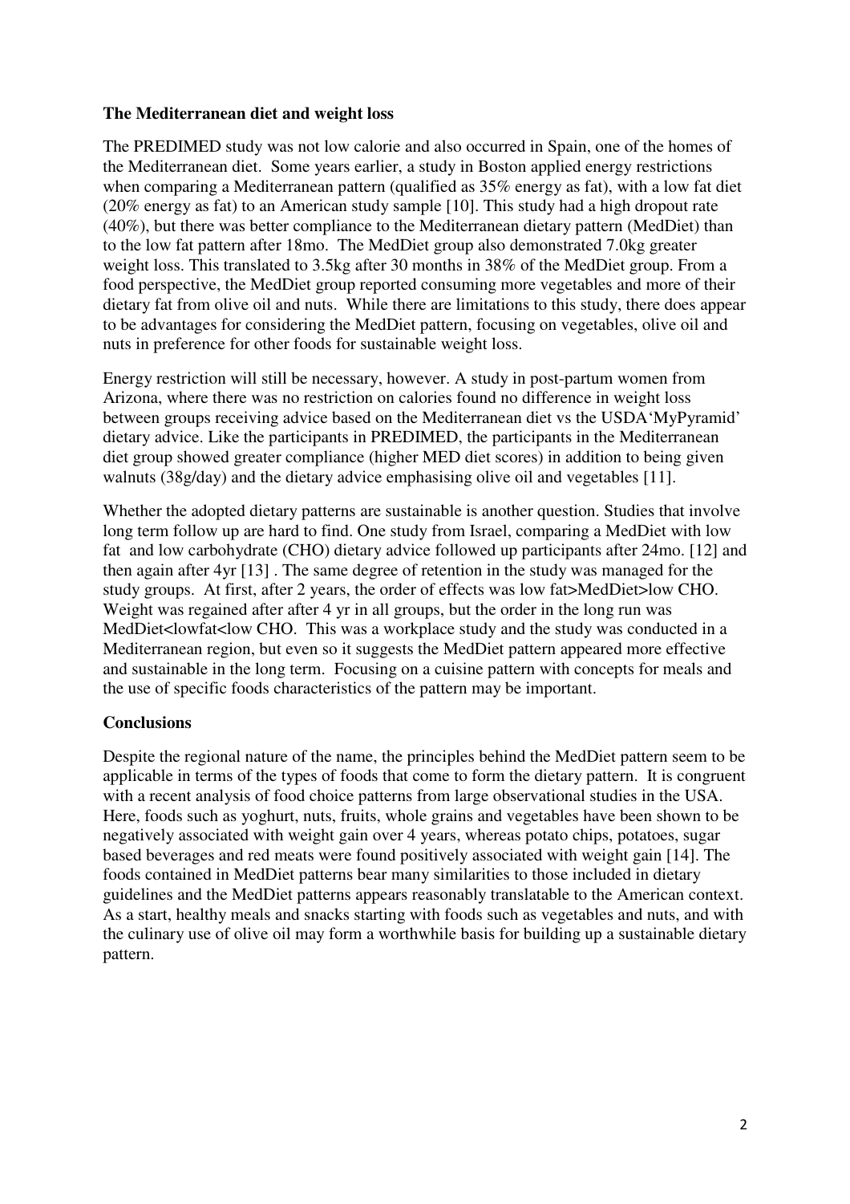**The Mediterranean diet and weight loss**

The PREDIMED study was not low calorie and also occurred in Spain, one of the homes of the Mediterranean diet. Some years earlier, a study in Boston applied energy restrictions when comparing a Mediterranean pattern (qualified as 35% energy as fat), with a low fat diet (20% energy as fat) to an American study sample [10]. This study had a high dropout rate (40%), but there was better compliance to the Mediterranean dietary pattern (MedDiet) than to the low fat pattern after 18mo. The MedDiet group also demonstrated 7.0kg greater weight loss. This translated to 3.5kg after 30 months in 38% of the MedDiet group. From a food perspective, the MedDiet group reported consuming more vegetables and more of their dietary fat from olive oil and nuts. While there are limitations to this study, there does appear to be advantages for considering the MedDiet pattern, focusing on vegetables, olive oil and nuts in preference for other foods for sustainable weight loss.

Energy restriction will still be necessary, however. A study in post-partum women from Arizona, where there was no restriction on calories found no difference in weight loss between groups receiving advice based on the Mediterranean diet vs the USDA'MyPyramid' dietary advice. Like the participants in PREDIMED, the participants in the Mediterranean diet group showed greater compliance (higher MED diet scores) in addition to being given walnuts (38g/day) and the dietary advice emphasising olive oil and vegetables [11].

Whether the adopted dietary patterns are sustainable is another question. Studies that involve long term follow up are hard to find. One study from Israel, comparing a MedDiet with low fat and low carbohydrate (CHO) dietary advice followed up participants after 24mo. [12] and then again after 4yr [13] . The same degree of retention in the study was managed for the study groups. At first, after 2 years, the order of effects was low fat>MedDiet>low CHO. Weight was regained after after 4 yr in all groups, but the order in the long run was MedDiet<lowfat<low CHO. This was a workplace study and the study was conducted in a Mediterranean region, but even so it suggests the MedDiet pattern appeared more effective and sustainable in the long term. Focusing on a cuisine pattern with concepts for meals and the use of specific foods characteristics of the pattern may be important.

**Conclusions**

Despite the regional nature of the name, the principles behind the MedDiet pattern seem to be applicable in terms of the types of foods that come to form the dietary pattern. It is congruent with a recent analysis of food choice patterns from large observational studies in the USA. Here, foods such as yoghurt, nuts, fruits, whole grains and vegetables have been shown to be negatively associated with weight gain over 4 years, whereas potato chips, potatoes, sugar based beverages and red meats were found positively associated with weight gain [14]. The foods contained in MedDiet patterns bear many similarities to those included in dietary guidelines and the MedDiet patterns appears reasonably translatable to the American context. As a start, healthy meals and snacks starting with foods such as vegetables and nuts, and with the culinary use of olive oil may form a worthwhile basis for building up a sustainable dietary pattern.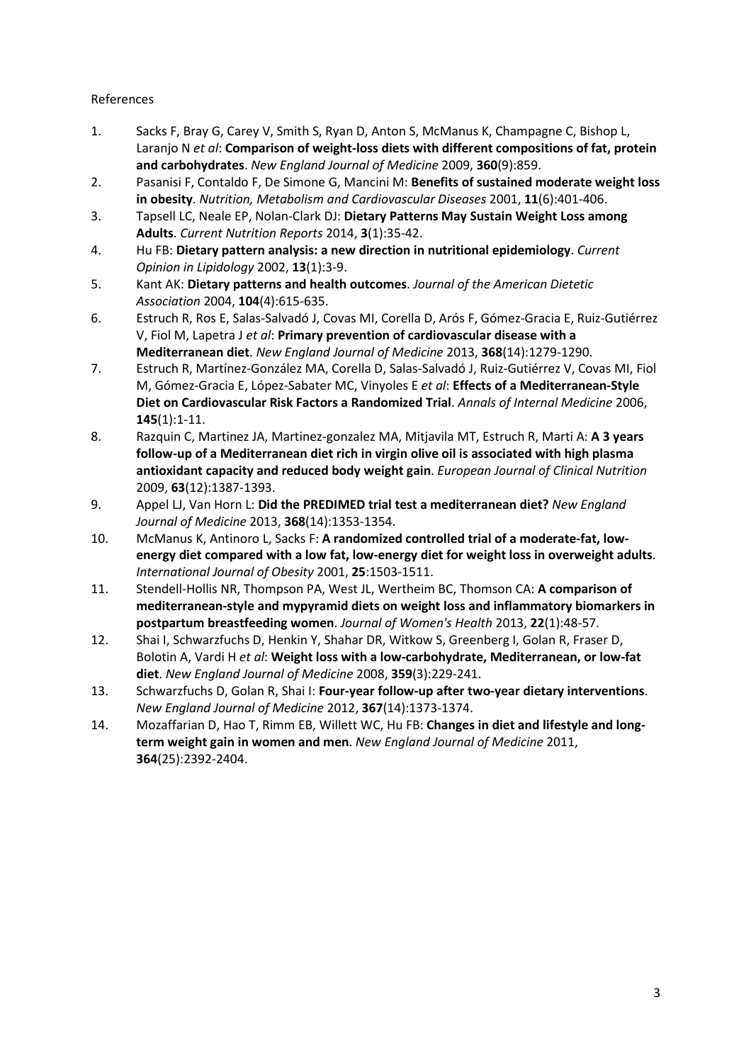References

1. Sacks F, Bray G, Carey V, Smith S, Ryan D, Anton S, McManus K, Champagne C, Bishop L, Laranjo N *et al*: **Comparison of weight-loss diets with different compositions of fat, protein and carbohydrates**. *New England Journal of Medicine* 2009, **360**(9):859.
2. Pasanisi F, Contaldo F, De Simone G, Mancini M: **Benefits of sustained moderate weight loss in obesity**. *Nutrition, Metabolism and Cardiovascular Diseases* 2001, **11**(6):401-406.
3. Tapsell LC, Neale EP, Nolan-Clark DJ: **Dietary Patterns May Sustain Weight Loss among Adults**. *Current Nutrition Reports* 2014, **3**(1):35-42.
4. Hu FB: **Dietary pattern analysis: a new direction in nutritional epidemiology**. *Current Opinion in Lipidology* 2002, **13**(1):3-9.
5. Kant AK: **Dietary patterns and health outcomes**. *Journal of the American Dietetic Association* 2004, **104**(4):615-635.
6. Estruch R, Ros E, Salas-Salvadó J, Covas MI, Corella D, Arós F, Gómez-Gracia E, Ruiz-Gutiérrez V, Fiol M, Lapetra J *et al*: **Primary prevention of cardiovascular disease with a Mediterranean diet**. *New England Journal of Medicine* 2013, **368**(14):1279-1290.
7. Estruch R, Martínez-González MA, Corella D, Salas-Salvadó J, Ruiz-Gutiérrez V, Covas MI, Fiol M, Gómez-Gracia E, López-Sabater MC, Vinyoles E *et al*: **Effects of a Mediterranean-Style Diet on Cardiovascular Risk Factors a Randomized Trial**. *Annals of Internal Medicine* 2006, **145**(1):1-11.
8. Razquin C, Martinez JA, Martinez-gonzalez MA, Mitjavila MT, Estruch R, Marti A: **A 3 years follow-up of a Mediterranean diet rich in virgin olive oil is associated with high plasma antioxidant capacity and reduced body weight gain**. *European Journal of Clinical Nutrition* 2009, **63**(12):1387-1393.
9. Appel LJ, Van Horn L: **Did the PREDIMED trial test a mediterranean diet?** *New England Journal of Medicine* 2013, **368**(14):1353-1354.
10. McManus K, Antinoro L, Sacks F: **A randomized controlled trial of a moderate-fat, low-energy diet compared with a low fat, low-energy diet for weight loss in overweight adults**. *International Journal of Obesity* 2001, **25**:1503-1511.
11. Stendell-Hollis NR, Thompson PA, West JL, Wertheim BC, Thomson CA: **A comparison of mediterranean-style and mypyramid diets on weight loss and inflammatory biomarkers in postpartum breastfeeding women**. *Journal of Women's Health* 2013, **22**(1):48-57.
12. Shai I, Schwarzfuchs D, Henkin Y, Shahar DR, Witkow S, Greenberg I, Golan R, Fraser D, Bolotin A, Vardi H *et al*: **Weight loss with a low-carbohydrate, Mediterranean, or low-fat diet**. *New England Journal of Medicine* 2008, **359**(3):229-241.
13. Schwarzfuchs D, Golan R, Shai I: **Four-year follow-up after two-year dietary interventions**. *New England Journal of Medicine* 2012, **367**(14):1373-1374.
14. Mozaffarian D, Hao T, Rimm EB, Willett WC, Hu FB: **Changes in diet and lifestyle and long-term weight gain in women and men**. *New England Journal of Medicine* 2011, **364**(25):2392-2404.